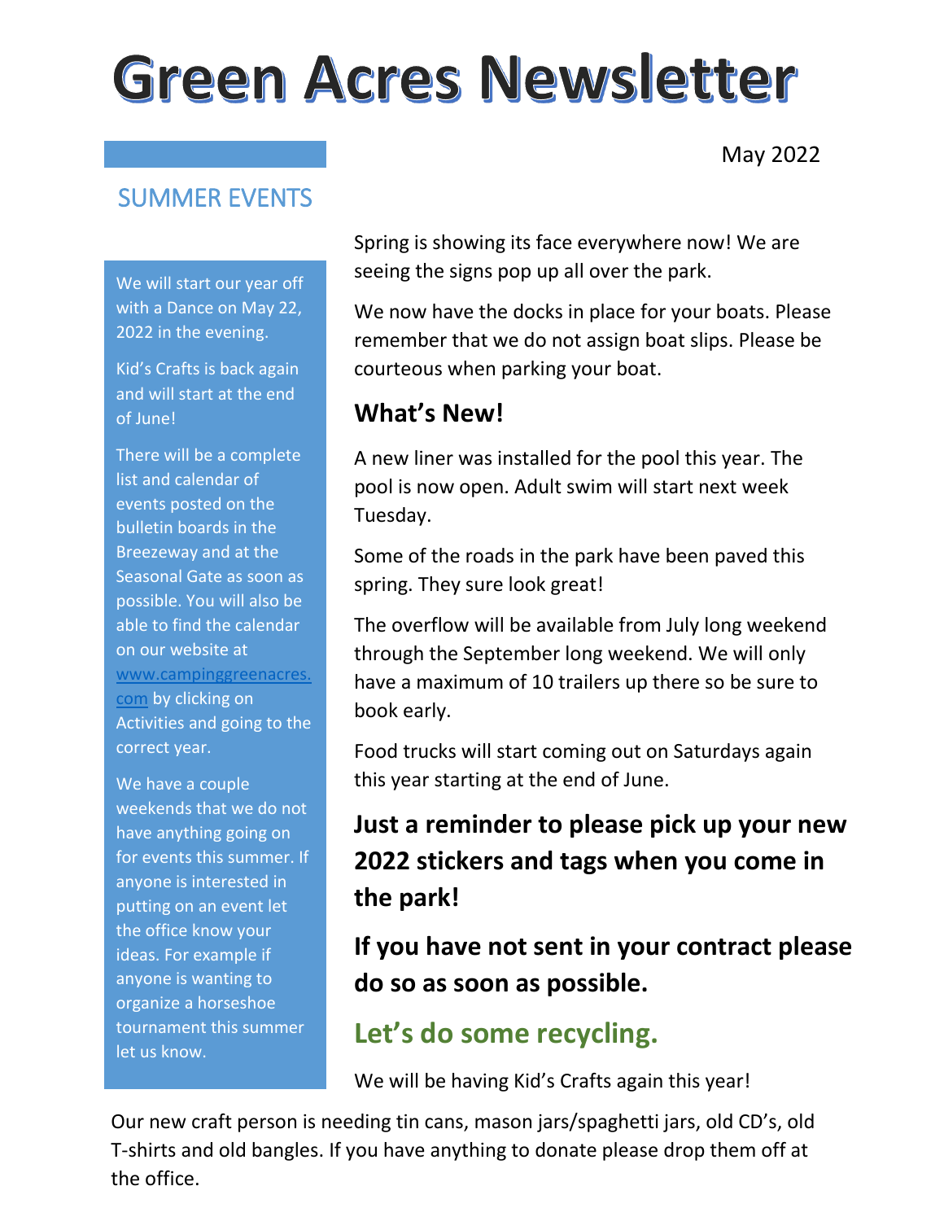# Green Acres Newsletter

May 2022

## SUMMER EVENTS

We will start our year off with a Dance on May 22, 2022 in the evening.

Kid's Crafts is back again and will start at the end of June!

There will be a complete list and calendar of events posted on the bulletin boards in the Breezeway and at the Seasonal Gate as soon as possible. You will also be able to find the calendar on our website at www.campinggreenacres.com by clicking on Activities and going to the correct year.

We have a couple weekends that we do not have anything going on for events this summer. If anyone is interested in putting on an event let the office know your ideas. For example if anyone is wanting to organize a horseshoe tournament this summer let us know.

Spring is showing its face everywhere now! We are seeing the signs pop up all over the park.

We now have the docks in place for your boats. Please remember that we do not assign boat slips. Please be courteous when parking your boat.

## What's New!

A new liner was installed for the pool this year. The pool is now open. Adult swim will start next week Tuesday.

Some of the roads in the park have been paved this spring. They sure look great!

The overflow will be available from July long weekend through the September long weekend. We will only have a maximum of 10 trailers up there so be sure to book early.

Food trucks will start coming out on Saturdays again this year starting at the end of June.

**Just a reminder to please pick up your new 2022 stickers and tags when you come in the park!**

**If you have not sent in your contract please do so as soon as possible.**

## Let's do some recycling.

We will be having Kid's Crafts again this year!

Our new craft person is needing tin cans, mason jars/spaghetti jars, old CD's, old T-shirts and old bangles. If you have anything to donate please drop them off at the office.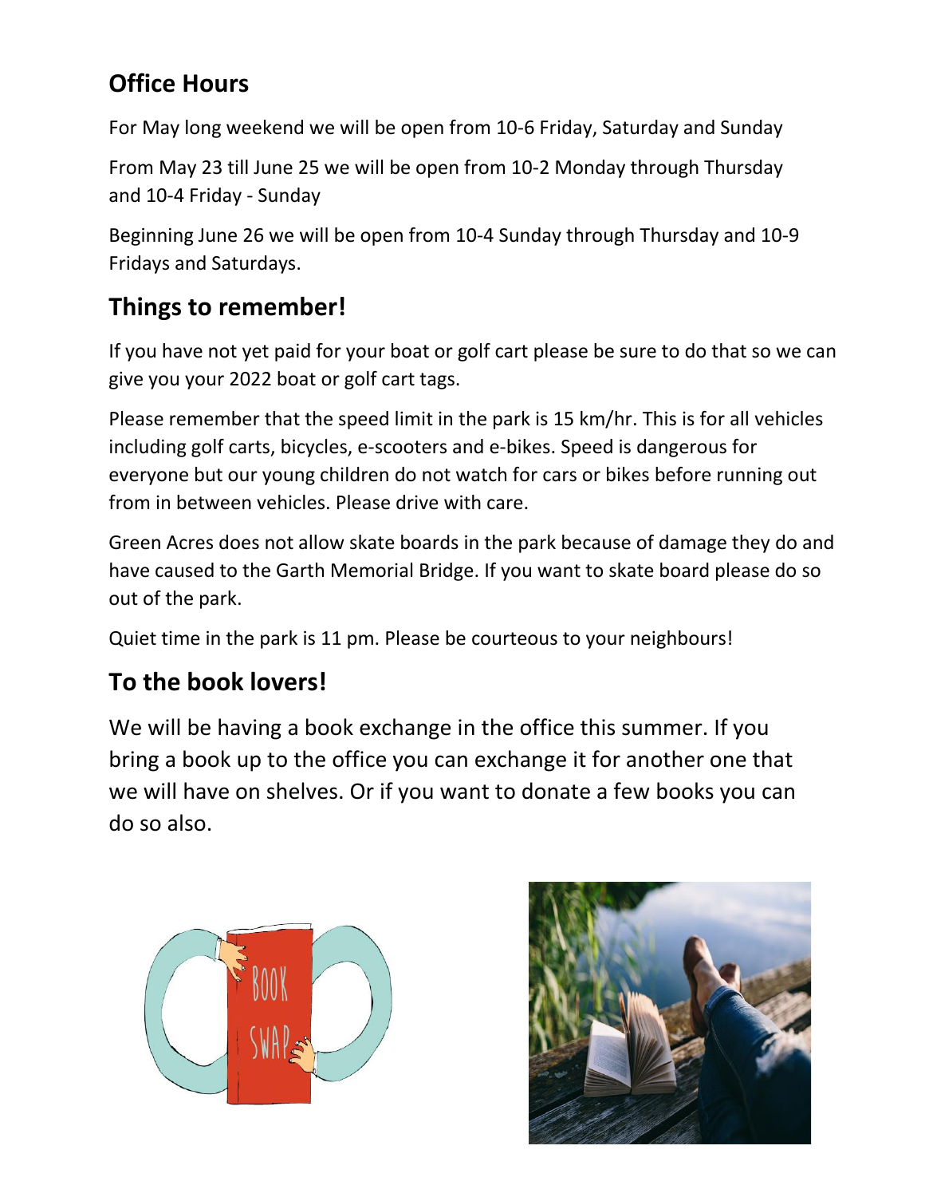## Office Hours

For May long weekend we will be open from 10-6 Friday, Saturday and Sunday

From May 23 till June 25 we will be open from 10-2 Monday through Thursday and 10-4 Friday - Sunday

Beginning June 26 we will be open from 10-4 Sunday through Thursday and 10-9 Fridays and Saturdays.

## Things to remember!

If you have not yet paid for your boat or golf cart please be sure to do that so we can give you your 2022 boat or golf cart tags.

Please remember that the speed limit in the park is 15 km/hr. This is for all vehicles including golf carts, bicycles, e-scooters and e-bikes. Speed is dangerous for everyone but our young children do not watch for cars or bikes before running out from in between vehicles. Please drive with care.

Green Acres does not allow skate boards in the park because of damage they do and have caused to the Garth Memorial Bridge. If you want to skate board please do so out of the park.

Quiet time in the park is 11 pm. Please be courteous to your neighbours!

## To the book lovers!

We will be having a book exchange in the office this summer. If you bring a book up to the office you can exchange it for another one that we will have on shelves. Or if you want to donate a few books you can do so also.